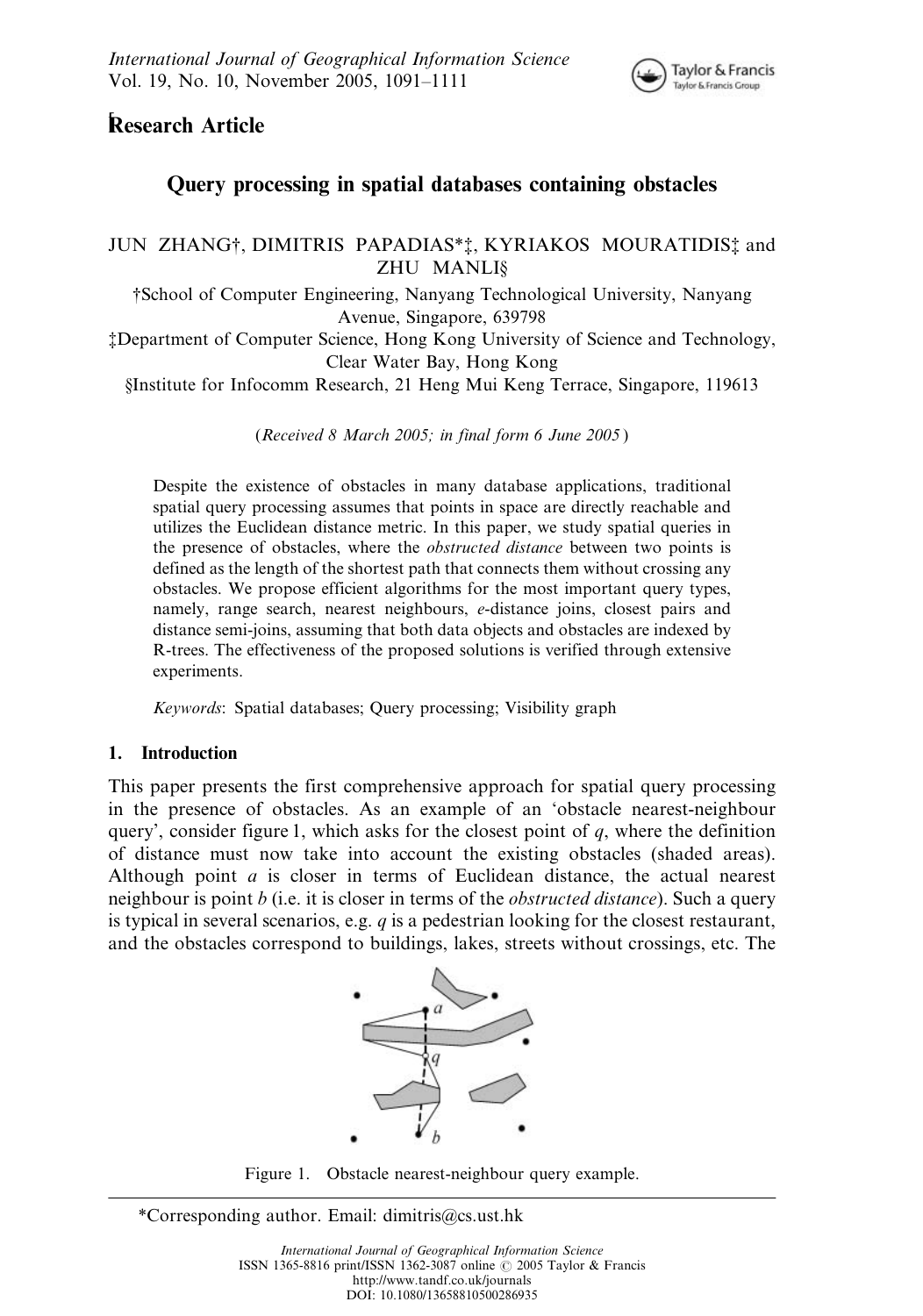# Research Article

## Query processing in spatial databases containing obstacles

JUN ZHANG†, DIMITRIS PAPADIAS*‡, KYRIAKOS MOURATIDIS‡ and ZHU MANLI§

†School of Computer Engineering, Nanyang Technological University, Nanyang Avenue, Singapore, 639798

‡Department of Computer Science, Hong Kong University of Science and Technology, Clear Water Bay, Hong Kong

§Institute for Infocomm Research, 21 Heng Mui Keng Terrace, Singapore, 119613

(*Received 8 March 2005; in final form 6 June 2005*)

Despite the existence of obstacles in many database applications, traditional spatial query processing assumes that points in space are directly reachable and utilizes the Euclidean distance metric. In this paper, we study spatial queries in the presence of obstacles, where the *obstructed distance* between two points is defined as the length of the shortest path that connects them without crossing any obstacles. We propose efficient algorithms for the most important query types, namely, range search, nearest neighbours, *e*-distance joins, closest pairs and distance semi-joins, assuming that both data objects and obstacles are indexed by R-trees. The effectiveness of the proposed solutions is verified through extensive experiments.

*Keywords*: Spatial databases; Query processing; Visibility graph

## 1. Introduction

This paper presents the first comprehensive approach for spatial query processing in the presence of obstacles. As an example of an 'obstacle nearest-neighbour query', consider figure 1, which asks for the closest point of *q*, where the definition of distance must now take into account the existing obstacles (shaded areas). Although point *a* is closer in terms of Euclidean distance, the actual nearest neighbour is point *b* (i.e. it is closer in terms of the *obstructed distance*). Such a query is typical in several scenarios, e.g. *q* is a pedestrian looking for the closest restaurant, and the obstacles correspond to buildings, lakes, streets without crossings, etc. The

Figure 1. Obstacle nearest-neighbour query example.

*Corresponding author. Email: dimitris@cs.ust.hk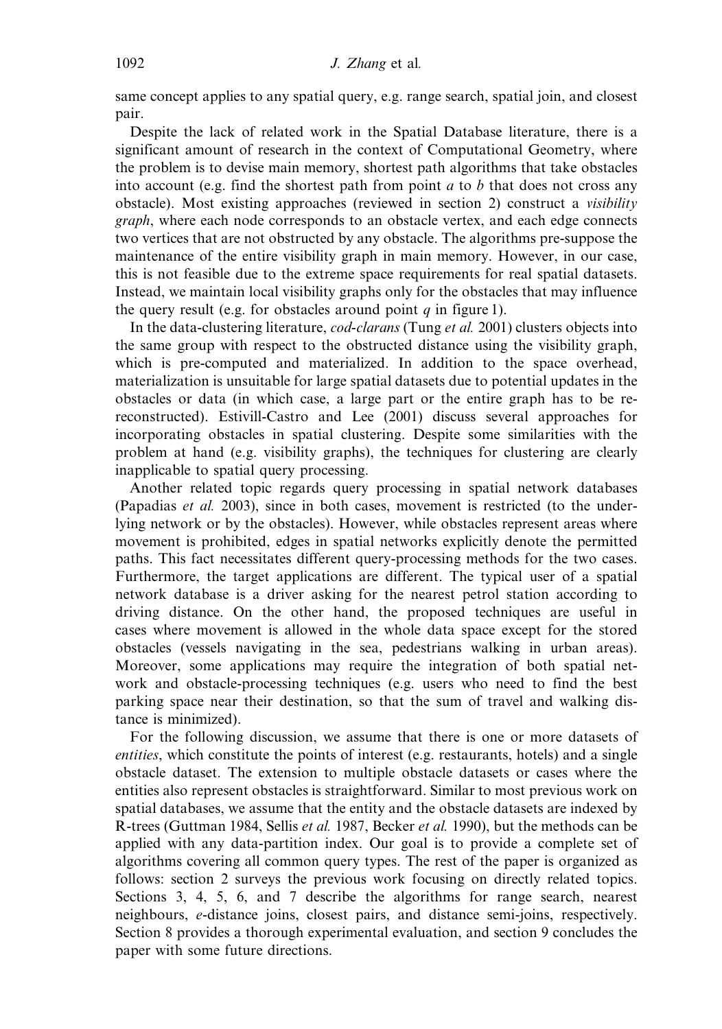same concept applies to any spatial query, e.g. range search, spatial join, and closest pair.

Despite the lack of related work in the Spatial Database literature, there is a significant amount of research in the context of Computational Geometry, where the problem is to devise main memory, shortest path algorithms that take obstacles into account (e.g. find the shortest path from point $a$ to $b$ that does not cross any obstacle). Most existing approaches (reviewed in section 2) construct a *visibility graph*, where each node corresponds to an obstacle vertex, and each edge connects two vertices that are not obstructed by any obstacle. The algorithms pre-suppose the maintenance of the entire visibility graph in main memory. However, in our case, this is not feasible due to the extreme space requirements for real spatial datasets. Instead, we maintain local visibility graphs only for the obstacles that may influence the query result (e.g. for obstacles around point $q$ in figure 1).

In the data-clustering literature, *cod-clarans* (Tung *et al.* 2001) clusters objects into the same group with respect to the obstructed distance using the visibility graph, which is pre-computed and materialized. In addition to the space overhead, materialization is unsuitable for large spatial datasets due to potential updates in the obstacles or data (in which case, a large part or the entire graph has to be re-reconstructed). Estivill-Castro and Lee (2001) discuss several approaches for incorporating obstacles in spatial clustering. Despite some similarities with the problem at hand (e.g. visibility graphs), the techniques for clustering are clearly inapplicable to spatial query processing.

Another related topic regards query processing in spatial network databases (Papadias *et al.* 2003), since in both cases, movement is restricted (to the underlying network or by the obstacles). However, while obstacles represent areas where movement is prohibited, edges in spatial networks explicitly denote the permitted paths. This fact necessitates different query-processing methods for the two cases. Furthermore, the target applications are different. The typical user of a spatial network database is a driver asking for the nearest petrol station according to driving distance. On the other hand, the proposed techniques are useful in cases where movement is allowed in the whole data space except for the stored obstacles (vessels navigating in the sea, pedestrians walking in urban areas). Moreover, some applications may require the integration of both spatial network and obstacle-processing techniques (e.g. users who need to find the best parking space near their destination, so that the sum of travel and walking distance is minimized).

For the following discussion, we assume that there is one or more datasets of *entities*, which constitute the points of interest (e.g. restaurants, hotels) and a single obstacle dataset. The extension to multiple obstacle datasets or cases where the entities also represent obstacles is straightforward. Similar to most previous work on spatial databases, we assume that the entity and the obstacle datasets are indexed by R-trees (Guttman 1984, Sellis *et al.* 1987, Becker *et al.* 1990), but the methods can be applied with any data-partition index. Our goal is to provide a complete set of algorithms covering all common query types. The rest of the paper is organized as follows: section 2 surveys the previous work focusing on directly related topics. Sections 3, 4, 5, 6, and 7 describe the algorithms for range search, nearest neighbours, *e*-distance joins, closest pairs, and distance semi-joins, respectively. Section 8 provides a thorough experimental evaluation, and section 9 concludes the paper with some future directions.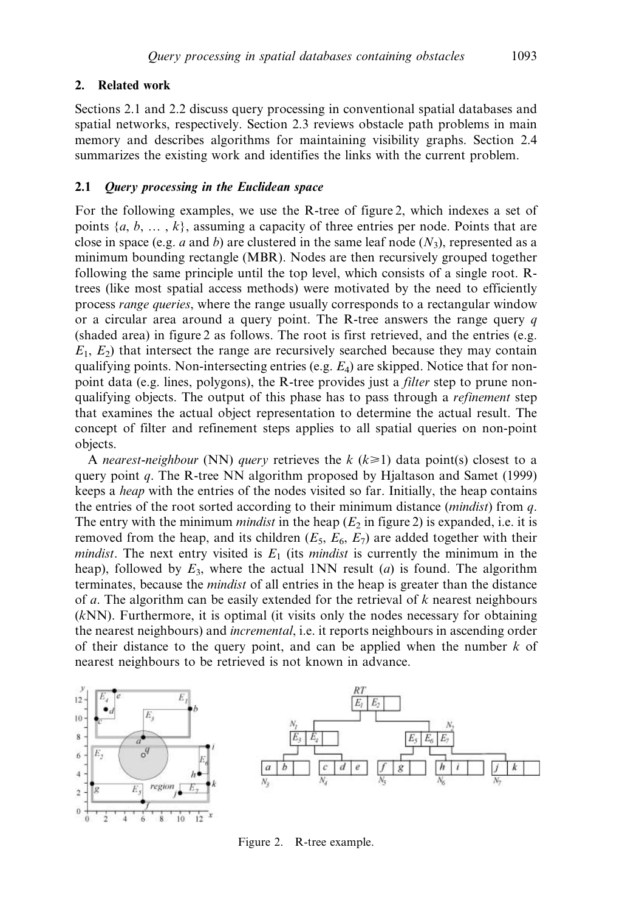## 2. Related work

Sections 2.1 and 2.2 discuss query processing in conventional spatial databases and spatial networks, respectively. Section 2.3 reviews obstacle path problems in main memory and describes algorithms for maintaining visibility graphs. Section 2.4 summarizes the existing work and identifies the links with the current problem.

### 2.1 *Query processing in the Euclidean space*

For the following examples, we use the R-tree of figure 2, which indexes a set of points $\{a, b, \ldots, k\}$, assuming a capacity of three entries per node. Points that are close in space (e.g. $a$ and $b$) are clustered in the same leaf node ($N_3$), represented as a minimum bounding rectangle (MBR). Nodes are then recursively grouped together following the same principle until the top level, which consists of a single root. R-trees (like most spatial access methods) were motivated by the need to efficiently process *range queries*, where the range usually corresponds to a rectangular window or a circular area around a query point. The R-tree answers the range query $q$ (shaded area) in figure 2 as follows. The root is first retrieved, and the entries (e.g. $E_1$, $E_2$) that intersect the range are recursively searched because they may contain qualifying points. Non-intersecting entries (e.g. $E_4$) are skipped. Notice that for non-point data (e.g. lines, polygons), the R-tree provides just a *filter* step to prune non-qualifying objects. The output of this phase has to pass through a *refinement* step that examines the actual object representation to determine the actual result. The concept of filter and refinement steps applies to all spatial queries on non-point objects.

A *nearest-neighbour* (NN) *query* retrieves the $k$ ($k \geqslant 1$) data point(s) closest to a query point $q$. The R-tree NN algorithm proposed by Hjaltason and Samet (1999) keeps a *heap* with the entries of the nodes visited so far. Initially, the heap contains the entries of the root sorted according to their minimum distance (*mindist*) from $q$. The entry with the minimum *mindist* in the heap ($E_2$ in figure 2) is expanded, i.e. it is removed from the heap, and its children ($E_5$, $E_6$, $E_7$) are added together with their *mindist*. The next entry visited is $E_1$ (its *mindist* is currently the minimum in the heap), followed by $E_3$, where the actual 1NN result ($a$) is found. The algorithm terminates, because the *mindist* of all entries in the heap is greater than the distance of $a$. The algorithm can be easily extended for the retrieval of $k$ nearest neighbours ($k$NN). Furthermore, it is optimal (it visits only the nodes necessary for obtaining the nearest neighbours) and *incremental*, i.e. it reports neighbours in ascending order of their distance to the query point, and can be applied when the number $k$ of nearest neighbours to be retrieved is not known in advance.

Figure 2. R-tree example.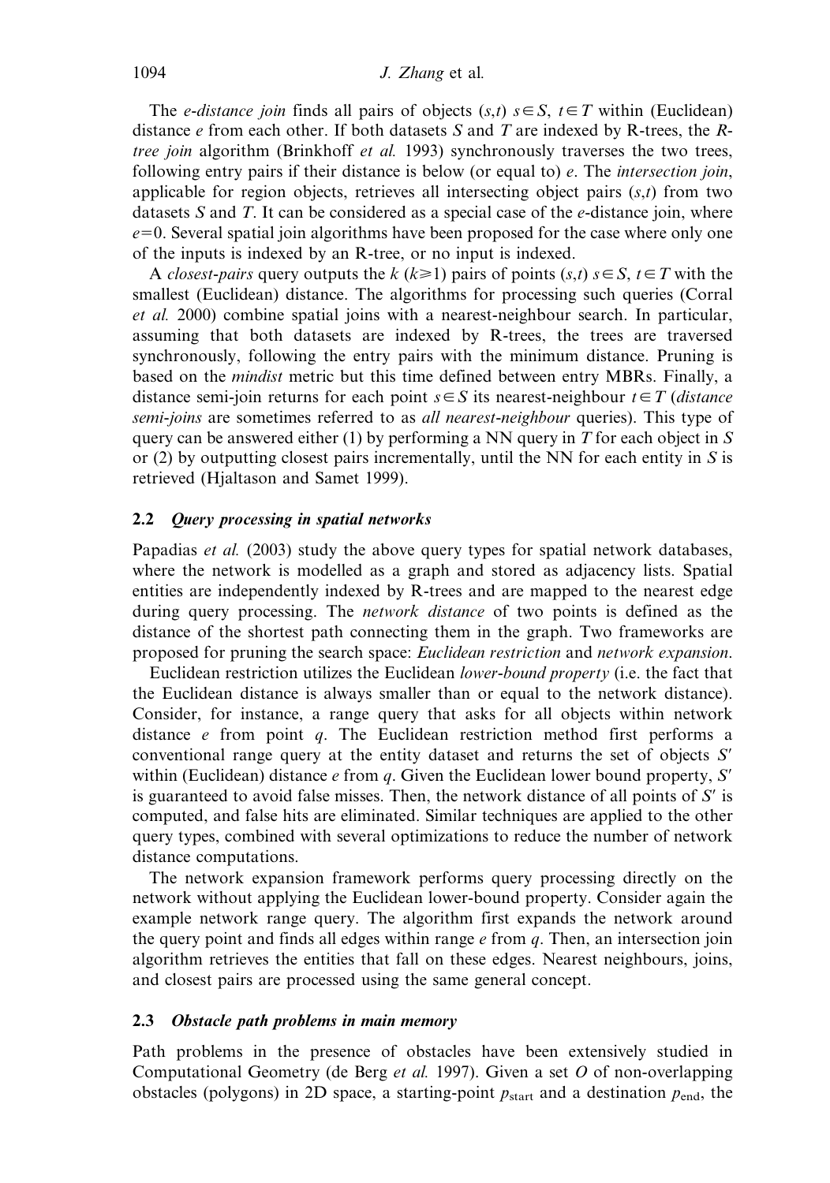The *e-distance join* finds all pairs of objects $(s,t)$ $s \in S$, $t \in T$ within (Euclidean) distance $e$ from each other. If both datasets $S$ and $T$ are indexed by R-trees, the *R-tree join* algorithm (Brinkhoff *et al.* 1993) synchronously traverses the two trees, following entry pairs if their distance is below (or equal to) $e$. The *intersection join*, applicable for region objects, retrieves all intersecting object pairs $(s,t)$ from two datasets $S$ and $T$. It can be considered as a special case of the $e$-distance join, where $e=0$. Several spatial join algorithms have been proposed for the case where only one of the inputs is indexed by an R-tree, or no input is indexed.

A *closest-pairs* query outputs the $k$ ($k \geqslant 1$) pairs of points $(s,t)$ $s \in S$, $t \in T$ with the smallest (Euclidean) distance. The algorithms for processing such queries (Corral *et al.* 2000) combine spatial joins with a nearest-neighbour search. In particular, assuming that both datasets are indexed by R-trees, the trees are traversed synchronously, following the entry pairs with the minimum distance. Pruning is based on the *mindist* metric but this time defined between entry MBRs. Finally, a distance semi-join returns for each point $s \in S$ its nearest-neighbour $t \in T$ (*distance semi-joins* are sometimes referred to as *all nearest-neighbour* queries). This type of query can be answered either (1) by performing a NN query in $T$ for each object in $S$ or (2) by outputting closest pairs incrementally, until the NN for each entity in $S$ is retrieved (Hjaltason and Samet 1999).

### 2.2 *Query processing in spatial networks*

Papadias *et al.* (2003) study the above query types for spatial network databases, where the network is modelled as a graph and stored as adjacency lists. Spatial entities are independently indexed by R-trees and are mapped to the nearest edge during query processing. The *network distance* of two points is defined as the distance of the shortest path connecting them in the graph. Two frameworks are proposed for pruning the search space: *Euclidean restriction* and *network expansion*.

Euclidean restriction utilizes the Euclidean *lower-bound property* (i.e. the fact that the Euclidean distance is always smaller than or equal to the network distance). Consider, for instance, a range query that asks for all objects within network distance $e$ from point $q$. The Euclidean restriction method first performs a conventional range query at the entity dataset and returns the set of objects $S'$ within (Euclidean) distance $e$ from $q$. Given the Euclidean lower bound property, $S'$ is guaranteed to avoid false misses. Then, the network distance of all points of $S'$ is computed, and false hits are eliminated. Similar techniques are applied to the other query types, combined with several optimizations to reduce the number of network distance computations.

The network expansion framework performs query processing directly on the network without applying the Euclidean lower-bound property. Consider again the example network range query. The algorithm first expands the network around the query point and finds all edges within range $e$ from $q$. Then, an intersection join algorithm retrieves the entities that fall on these edges. Nearest neighbours, joins, and closest pairs are processed using the same general concept.

### 2.3 *Obstacle path problems in main memory*

Path problems in the presence of obstacles have been extensively studied in Computational Geometry (de Berg *et al.* 1997). Given a set $O$ of non-overlapping obstacles (polygons) in 2D space, a starting-point $p_{\text{start}}$ and a destination $p_{\text{end}}$, the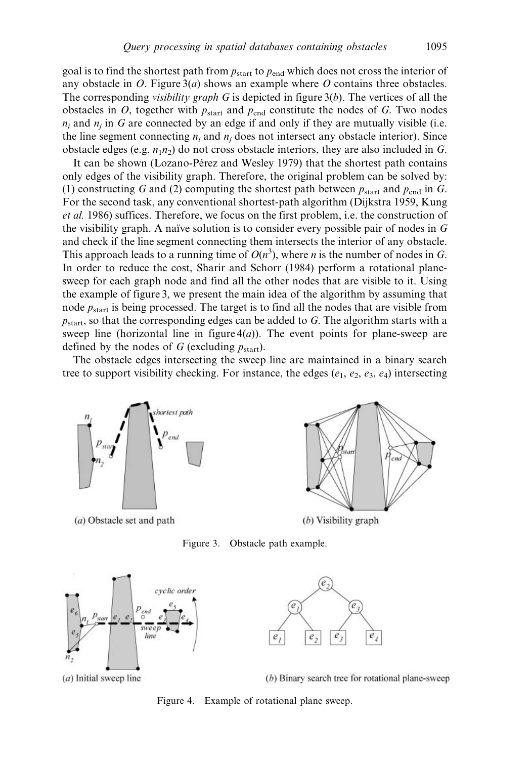goal is to find the shortest path from $p_{\text{start}}$ to $p_{\text{end}}$ which does not cross the interior of any obstacle in $O$. Figure 3(*a*) shows an example where $O$ contains three obstacles. The corresponding *visibility graph G* is depicted in figure 3(*b*). The vertices of all the obstacles in $O$, together with $p_{\text{start}}$ and $p_{\text{end}}$ constitute the nodes of $G$. Two nodes $n_i$ and $n_j$ in $G$ are connected by an edge if and only if they are mutually visible (i.e. the line segment connecting $n_i$ and $n_j$ does not intersect any obstacle interior). Since obstacle edges (e.g. $n_1n_2$) do not cross obstacle interiors, they are also included in $G$.

It can be shown (Lozano-Pérez and Wesley 1979) that the shortest path contains only edges of the visibility graph. Therefore, the original problem can be solved by: (1) constructing $G$ and (2) computing the shortest path between $p_{\text{start}}$ and $p_{\text{end}}$ in $G$. For the second task, any conventional shortest-path algorithm (Dijkstra 1959, Kung *et al.* 1986) suffices. Therefore, we focus on the first problem, i.e. the construction of the visibility graph. A naïve solution is to consider every possible pair of nodes in $G$ and check if the line segment connecting them intersects the interior of any obstacle. This approach leads to a running time of $O(n^3)$, where $n$ is the number of nodes in $G$. In order to reduce the cost, Sharir and Schorr (1984) perform a rotational plane-sweep for each graph node and find all the other nodes that are visible to it. Using the example of figure 3, we present the main idea of the algorithm by assuming that node $p_{\text{start}}$ is being processed. The target is to find all the nodes that are visible from $p_{\text{start}}$, so that the corresponding edges can be added to $G$. The algorithm starts with a sweep line (horizontal line in figure 4(*a*)). The event points for plane-sweep are defined by the nodes of $G$ (excluding $p_{\text{start}}$).

The obstacle edges intersecting the sweep line are maintained in a binary search tree to support visibility checking. For instance, the edges ($e_1$, $e_2$, $e_3$, $e_4$) intersecting

(*a*) Obstacle set and path

(*b*) Visibility graph

Figure 3. Obstacle path example.

(*a*) Initial sweep line

(*b*) Binary search tree for rotational plane-sweep

Figure 4. Example of rotational plane sweep.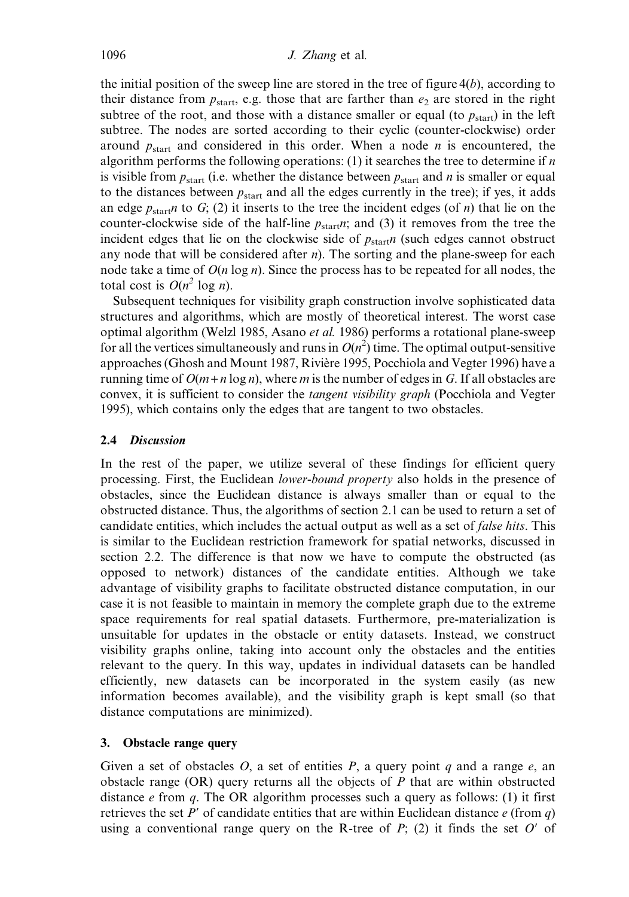the initial position of the sweep line are stored in the tree of figure 4(*b*), according to their distance from $p_{\text{start}}$, e.g. those that are farther than $e_2$ are stored in the right subtree of the root, and those with a distance smaller or equal (to $p_{\text{start}}$) in the left subtree. The nodes are sorted according to their cyclic (counter-clockwise) order around $p_{\text{start}}$ and considered in this order. When a node $n$ is encountered, the algorithm performs the following operations: (1) it searches the tree to determine if $n$ is visible from $p_{\text{start}}$ (i.e. whether the distance between $p_{\text{start}}$ and $n$ is smaller or equal to the distances between $p_{\text{start}}$ and all the edges currently in the tree); if yes, it adds an edge $p_{\text{start}}n$ to $G$; (2) it inserts to the tree the incident edges (of $n$) that lie on the counter-clockwise side of the half-line $p_{\text{start}}n$; and (3) it removes from the tree the incident edges that lie on the clockwise side of $p_{\text{start}}n$ (such edges cannot obstruct any node that will be considered after $n$). The sorting and the plane-sweep for each node take a time of $O(n \log n)$. Since the process has to be repeated for all nodes, the total cost is $O(n^2 \log n)$.

Subsequent techniques for visibility graph construction involve sophisticated data structures and algorithms, which are mostly of theoretical interest. The worst case optimal algorithm (Welzl 1985, Asano *et al.* 1986) performs a rotational plane-sweep for all the vertices simultaneously and runs in $O(n^2)$ time. The optimal output-sensitive approaches (Ghosh and Mount 1987, Rivière 1995, Pocchiola and Vegter 1996) have a running time of $O(m + n \log n)$, where $m$ is the number of edges in $G$. If all obstacles are convex, it is sufficient to consider the *tangent visibility graph* (Pocchiola and Vegter 1995), which contains only the edges that are tangent to two obstacles.

### 2.4 *Discussion*

In the rest of the paper, we utilize several of these findings for efficient query processing. First, the Euclidean *lower-bound property* also holds in the presence of obstacles, since the Euclidean distance is always smaller than or equal to the obstructed distance. Thus, the algorithms of section 2.1 can be used to return a set of candidate entities, which includes the actual output as well as a set of *false hits*. This is similar to the Euclidean restriction framework for spatial networks, discussed in section 2.2. The difference is that now we have to compute the obstructed (as opposed to network) distances of the candidate entities. Although we take advantage of visibility graphs to facilitate obstructed distance computation, in our case it is not feasible to maintain in memory the complete graph due to the extreme space requirements for real spatial datasets. Furthermore, pre-materialization is unsuitable for updates in the obstacle or entity datasets. Instead, we construct visibility graphs online, taking into account only the obstacles and the entities relevant to the query. In this way, updates in individual datasets can be handled efficiently, new datasets can be incorporated in the system easily (as new information becomes available), and the visibility graph is kept small (so that distance computations are minimized).

## 3. Obstacle range query

Given a set of obstacles $O$, a set of entities $P$, a query point $q$ and a range $e$, an obstacle range (OR) query returns all the objects of $P$ that are within obstructed distance $e$ from $q$. The OR algorithm processes such a query as follows: (1) it first retrieves the set $P'$ of candidate entities that are within Euclidean distance $e$ (from $q$) using a conventional range query on the R-tree of $P$; (2) it finds the set $O'$ of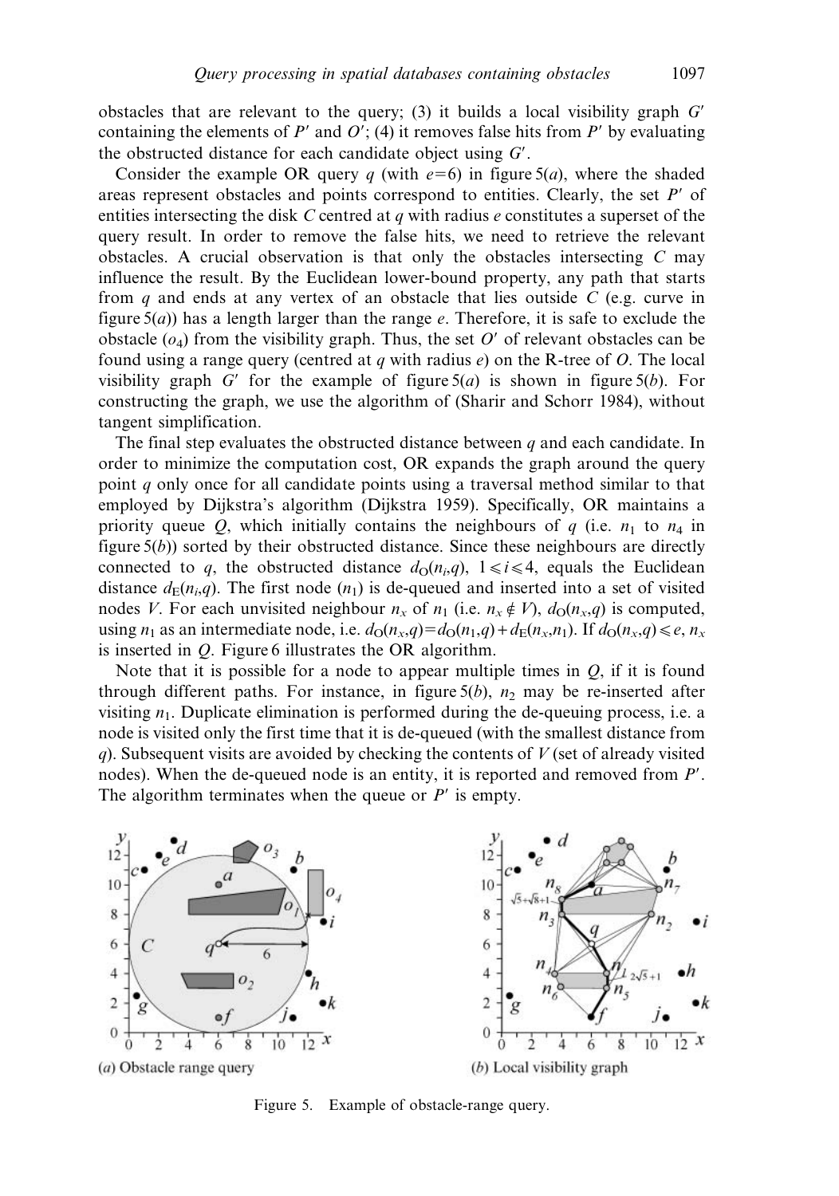obstacles that are relevant to the query; (3) it builds a local visibility graph $G'$ containing the elements of $P'$ and $O'$; (4) it removes false hits from $P'$ by evaluating the obstructed distance for each candidate object using $G'$.

Consider the example OR query $q$ (with $e=6$) in figure 5(*a*), where the shaded areas represent obstacles and points correspond to entities. Clearly, the set $P'$ of entities intersecting the disk $C$ centred at $q$ with radius $e$ constitutes a superset of the query result. In order to remove the false hits, we need to retrieve the relevant obstacles. A crucial observation is that only the obstacles intersecting $C$ may influence the result. By the Euclidean lower-bound property, any path that starts from $q$ and ends at any vertex of an obstacle that lies outside $C$ (e.g. curve in figure 5(*a*)) has a length larger than the range $e$. Therefore, it is safe to exclude the obstacle ($o_4$) from the visibility graph. Thus, the set $O'$ of relevant obstacles can be found using a range query (centred at $q$ with radius $e$) on the R-tree of $O$. The local visibility graph $G'$ for the example of figure 5(*a*) is shown in figure 5(*b*). For constructing the graph, we use the algorithm of (Sharir and Schorr 1984), without tangent simplification.

The final step evaluates the obstructed distance between $q$ and each candidate. In order to minimize the computation cost, OR expands the graph around the query point $q$ only once for all candidate points using a traversal method similar to that employed by Dijkstra's algorithm (Dijkstra 1959). Specifically, OR maintains a priority queue $Q$, which initially contains the neighbours of $q$ (i.e. $n_1$ to $n_4$ in figure 5(*b*)) sorted by their obstructed distance. Since these neighbours are directly connected to $q$, the obstructed distance $d_O(n_i,q)$, $1 \leqslant i \leqslant 4$, equals the Euclidean distance $d_E(n_i,q)$. The first node ($n_1$) is de-queued and inserted into a set of visited nodes $V$. For each unvisited neighbour $n_x$ of $n_1$ (i.e. $n_x \notin V$), $d_O(n_x,q)$ is computed, using $n_1$ as an intermediate node, i.e. $d_O(n_x,q)=d_O(n_1,q)+d_E(n_x,n_1)$. If $d_O(n_x,q) \leqslant e$, $n_x$ is inserted in $Q$. Figure 6 illustrates the OR algorithm.

Note that it is possible for a node to appear multiple times in $Q$, if it is found through different paths. For instance, in figure 5(*b*), $n_2$ may be re-inserted after visiting $n_1$. Duplicate elimination is performed during the de-queuing process, i.e. a node is visited only the first time that it is de-queued (with the smallest distance from $q$). Subsequent visits are avoided by checking the contents of $V$ (set of already visited nodes). When the de-queued node is an entity, it is reported and removed from $P'$. The algorithm terminates when the queue or $P'$ is empty.

(*a*) Obstacle range query

(*b*) Local visibility graph

Figure 5. Example of obstacle-range query.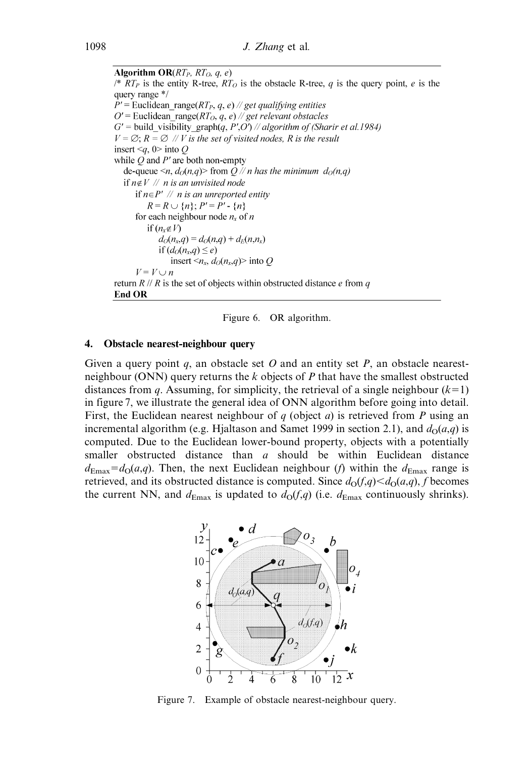```
Algorithm OR(RT_P, RT_O, q, e)
/* RT_P is the entity R-tree, RT_O is the obstacle R-tree, q is the query point, e is the
query range */
P' = Euclidean_range(RT_P, q, e) // get qualifying entities
O' = Euclidean_range(RT_O, q, e) // get relevant obstacles
G' = build_visibility_graph(q, P',O') // algorithm of (Sharir et al.1984)
V = ∅; R = ∅  // V is the set of visited nodes, R is the result
insert <q, 0> into Q
while Q and P' are both non-empty
   de-queue <n, d_O(n,q)> from Q // n has the minimum d_O(n,q)
   if n∉V  // n is an unvisited node
      if n∈P'  // n is an unreported entity
         R = R ∪ {n}; P' = P' - {n}
      for each neighbour node n_x of n
         if (n_x∉V)
            d_O(n_x,q) = d_O(n,q) + d_E(n,n_x)
            if (d_O(n_x,q) ≤ e)
               insert <n_x, d_O(n_x,q)> into Q
      V = V ∪ n
return R // R is the set of objects within obstructed distance e from q
End OR
```

Figure 6. OR algorithm.

## 4. Obstacle nearest-neighbour query

Given a query point $q$, an obstacle set $O$ and an entity set $P$, an obstacle nearest-neighbour (ONN) query returns the $k$ objects of $P$ that have the smallest obstructed distances from $q$. Assuming, for simplicity, the retrieval of a single neighbour ($k=1$) in figure 7, we illustrate the general idea of ONN algorithm before going into detail. First, the Euclidean nearest neighbour of $q$ (object $a$) is retrieved from $P$ using an incremental algorithm (e.g. Hjaltason and Samet 1999 in section 2.1), and $d_O(a,q)$ is computed. Due to the Euclidean lower-bound property, objects with a potentially smaller obstructed distance than $a$ should be within Euclidean distance $d_{Emax}=d_O(a,q)$. Then, the next Euclidean neighbour ($f$) within the $d_{Emax}$ range is retrieved, and its obstructed distance is computed. Since $d_O(f,q)<d_O(a,q)$, $f$ becomes the current NN, and $d_{Emax}$ is updated to $d_O(f,q)$ (i.e. $d_{Emax}$ continuously shrinks).

Figure 7. Example of obstacle nearest-neighbour query.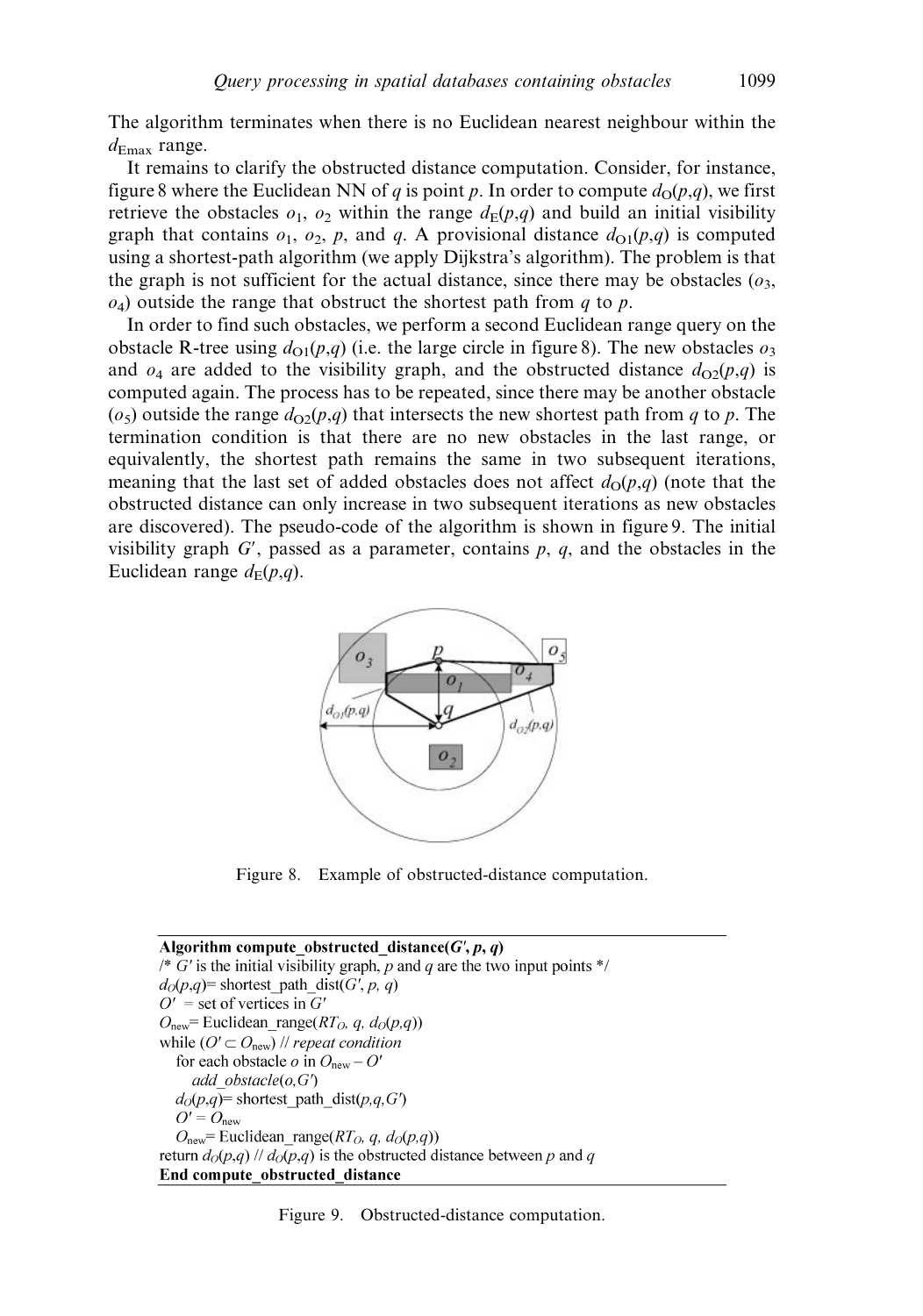The algorithm terminates when there is no Euclidean nearest neighbour within the $d_{\mathrm{Emax}}$ range.

It remains to clarify the obstructed distance computation. Consider, for instance, figure 8 where the Euclidean NN of $q$ is point $p$. In order to compute $d_O(p,q)$, we first retrieve the obstacles $o_1$, $o_2$ within the range $d_E(p,q)$ and build an initial visibility graph that contains $o_1$, $o_2$, $p$, and $q$. A provisional distance $d_{O1}(p,q)$ is computed using a shortest-path algorithm (we apply Dijkstra's algorithm). The problem is that the graph is not sufficient for the actual distance, since there may be obstacles ($o_3$, $o_4$) outside the range that obstruct the shortest path from $q$ to $p$.

In order to find such obstacles, we perform a second Euclidean range query on the obstacle R-tree using $d_{O1}(p,q)$ (i.e. the large circle in figure 8). The new obstacles $o_3$ and $o_4$ are added to the visibility graph, and the obstructed distance $d_{O2}(p,q)$ is computed again. The process has to be repeated, since there may be another obstacle ($o_5$) outside the range $d_{O2}(p,q)$ that intersects the new shortest path from $q$ to $p$. The termination condition is that there are no new obstacles in the last range, or equivalently, the shortest path remains the same in two subsequent iterations, meaning that the last set of added obstacles does not affect $d_O(p,q)$ (note that the obstructed distance can only increase in two subsequent iterations as new obstacles are discovered). The pseudo-code of the algorithm is shown in figure 9. The initial visibility graph $G'$, passed as a parameter, contains $p$, $q$, and the obstacles in the Euclidean range $d_E(p,q)$.

Figure 8. Example of obstructed-distance computation.

```
Algorithm compute_obstructed_distance(G', p, q)
/* G' is the initial visibility graph, p and q are the two input points */
dO(p,q)= shortest_path_dist(G', p, q)
O' = set of vertices in G'
Onew= Euclidean_range(RTO, q, dO(p,q))
while (O' ⊂ Onew) // repeat condition
   for each obstacle o in Onew − O'
      add_obstacle(o,G')
   dO(p,q)= shortest_path_dist(p,q,G')
   O' = Onew
   Onew= Euclidean_range(RTO, q, dO(p,q))
return dO(p,q) // dO(p,q) is the obstructed distance between p and q
End compute_obstructed_distance
```

Figure 9. Obstructed-distance computation.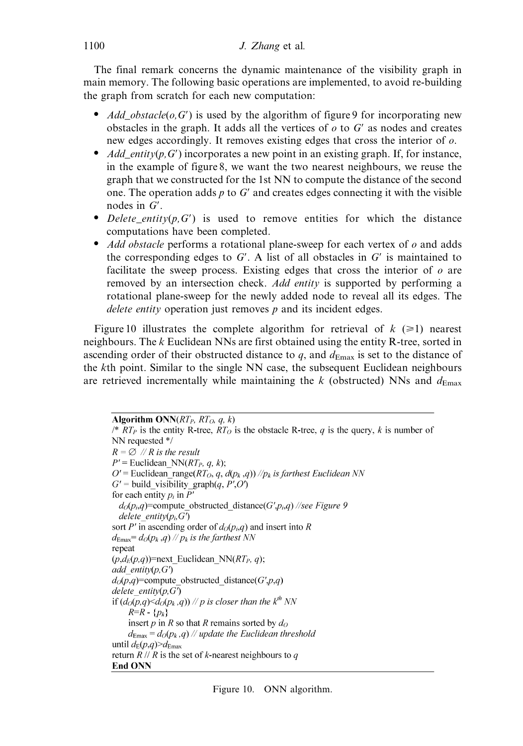The final remark concerns the dynamic maintenance of the visibility graph in main memory. The following basic operations are implemented, to avoid re-building the graph from scratch for each new computation:

- *Add_obstacle*($o, G'$) is used by the algorithm of figure 9 for incorporating new obstacles in the graph. It adds all the vertices of $o$ to $G'$ as nodes and creates new edges accordingly. It removes existing edges that cross the interior of $o$.
- *Add_entity*($p, G'$) incorporates a new point in an existing graph. If, for instance, in the example of figure 8, we want the two nearest neighbours, we reuse the graph that we constructed for the 1st NN to compute the distance of the second one. The operation adds $p$ to $G'$ and creates edges connecting it with the visible nodes in $G'$.
- *Delete_entity*($p, G'$) is used to remove entities for which the distance computations have been completed.
- *Add obstacle* performs a rotational plane-sweep for each vertex of $o$ and adds the corresponding edges to $G'$. A list of all obstacles in $G'$ is maintained to facilitate the sweep process. Existing edges that cross the interior of $o$ are removed by an intersection check. *Add entity* is supported by performing a rotational plane-sweep for the newly added node to reveal all its edges. The *delete entity* operation just removes $p$ and its incident edges.

Figure 10 illustrates the complete algorithm for retrieval of $k$ ($\geqslant 1$) nearest neighbours. The $k$ Euclidean NNs are first obtained using the entity R-tree, sorted in ascending order of their obstructed distance to $q$, and $d_{\text{Emax}}$ is set to the distance of the $k$th point. Similar to the single NN case, the subsequent Euclidean neighbours are retrieved incrementally while maintaining the $k$ (obstructed) NNs and $d_{\text{Emax}}$

```
Algorithm ONN(RT_P, RT_O, q, k)
/* RT_P is the entity R-tree, RT_O is the obstacle R-tree, q is the query, k is number of
NN requested */
R = ∅  // R is the result
P' = Euclidean_NN(RT_P, q, k);
O' = Euclidean_range(RT_O, q, d(p_k ,q)) //p_k is farthest Euclidean NN
G' = build_visibility_graph(q, P',O')
for each entity p_i in P'
  d_O(p_i,q)=compute_obstructed_distance(G',p_i,q) //see Figure 9
  delete_entity(p_i,G')
sort P' in ascending order of d_O(p_i,q) and insert into R
d_Emax= d_O(p_k ,q) // p_k is the farthest NN
repeat
(p,d_E(p,q))=next_Euclidean_NN(RT_P, q);
add_entity(p,G')
d_O(p,q)=compute_obstructed_distance(G',p,q)
delete_entity(p,G')
if (d_O(p,q)<d_O(p_k ,q)) // p is closer than the k^th NN
     R=R - {p_k}
     insert p in R so that R remains sorted by d_O
     d_Emax = d_O(p_k ,q) // update the Euclidean threshold
until d_E(p,q)>d_Emax
return R // R is the set of k-nearest neighbours to q
End ONN
```

Figure 10. ONN algorithm.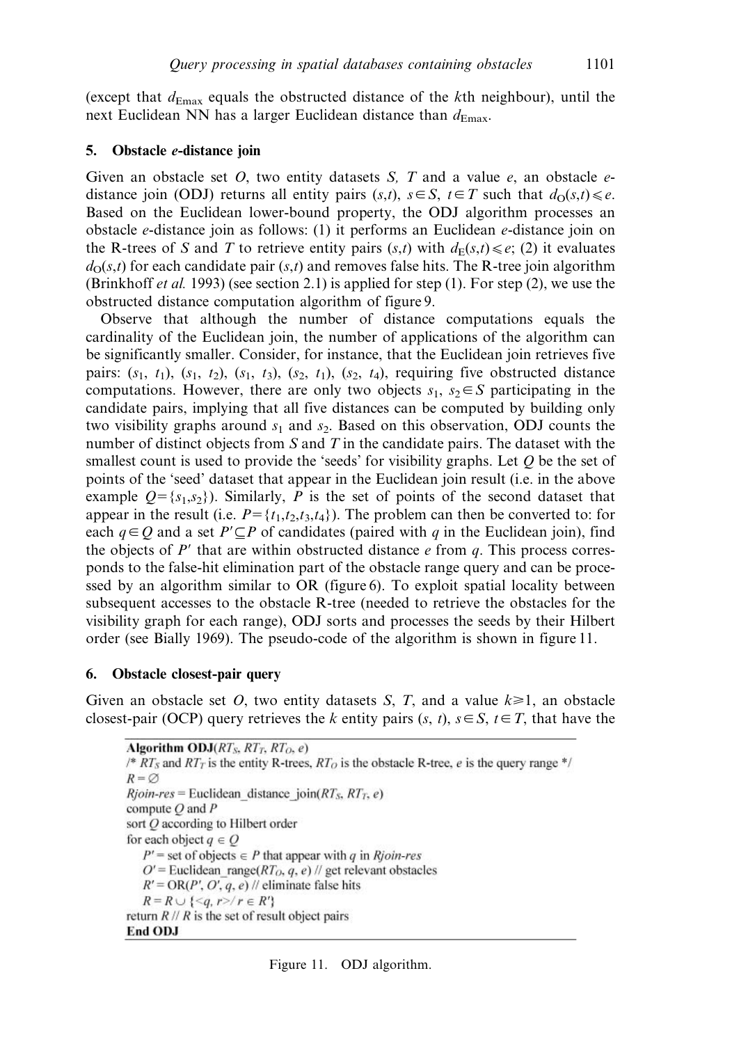(except that $d_{Emax}$ equals the obstructed distance of the $k$th neighbour), until the next Euclidean NN has a larger Euclidean distance than $d_{Emax}$.

## 5. Obstacle *e*-distance join

Given an obstacle set $O$, two entity datasets $S$, $T$ and a value $e$, an obstacle $e$-distance join (ODJ) returns all entity pairs $(s,t)$, $s \in S$, $t \in T$ such that $d_O(s,t) \leqslant e$. Based on the Euclidean lower-bound property, the ODJ algorithm processes an obstacle $e$-distance join as follows: (1) it performs an Euclidean $e$-distance join on the R-trees of $S$ and $T$ to retrieve entity pairs $(s,t)$ with $d_E(s,t) \leqslant e$; (2) it evaluates $d_O(s,t)$ for each candidate pair $(s,t)$ and removes false hits. The R-tree join algorithm (Brinkhoff *et al.* 1993) (see section 2.1) is applied for step (1). For step (2), we use the obstructed distance computation algorithm of figure 9.

Observe that although the number of distance computations equals the cardinality of the Euclidean join, the number of applications of the algorithm can be significantly smaller. Consider, for instance, that the Euclidean join retrieves five pairs: $(s_1, t_1)$, $(s_1, t_2)$, $(s_1, t_3)$, $(s_2, t_1)$, $(s_2, t_4)$, requiring five obstructed distance computations. However, there are only two objects $s_1, s_2 \in S$ participating in the candidate pairs, implying that all five distances can be computed by building only two visibility graphs around $s_1$ and $s_2$. Based on this observation, ODJ counts the number of distinct objects from $S$ and $T$ in the candidate pairs. The dataset with the smallest count is used to provide the 'seeds' for visibility graphs. Let $Q$ be the set of points of the 'seed' dataset that appear in the Euclidean join result (i.e. in the above example $Q=\{s_1,s_2\}$). Similarly, $P$ is the set of points of the second dataset that appear in the result (i.e. $P=\{t_1,t_2,t_3,t_4\}$). The problem can then be converted to: for each $q \in Q$ and a set $P' \subseteq P$ of candidates (paired with $q$ in the Euclidean join), find the objects of $P'$ that are within obstructed distance $e$ from $q$. This process corresponds to the false-hit elimination part of the obstacle range query and can be processed by an algorithm similar to OR (figure 6). To exploit spatial locality between subsequent accesses to the obstacle R-tree (needed to retrieve the obstacles for the visibility graph for each range), ODJ sorts and processes the seeds by their Hilbert order (see Bially 1969). The pseudo-code of the algorithm is shown in figure 11.

## 6. Obstacle closest-pair query

Given an obstacle set $O$, two entity datasets $S$, $T$, and a value $k \geqslant 1$, an obstacle closest-pair (OCP) query retrieves the $k$ entity pairs $(s, t)$, $s \in S$, $t \in T$, that have the

```
Algorithm ODJ(RT_S, RT_T, RT_O, e)
/* RT_S and RT_T is the entity R-trees, RT_O is the obstacle R-tree, e is the query range */
R = ∅
Rjoin-res = Euclidean_distance_join(RT_S, RT_T, e)
compute Q and P
sort Q according to Hilbert order
for each object q ∈ Q
    P' = set of objects ∈ P that appear with q in Rjoin-res
    O' = Euclidean_range(RT_O, q, e) // get relevant obstacles
    R' = OR(P', O', q, e) // eliminate false hits
    R = R ∪ {<q, r>/ r ∈ R'}
return R // R is the set of result object pairs
End ODJ
```

Figure 11. ODJ algorithm.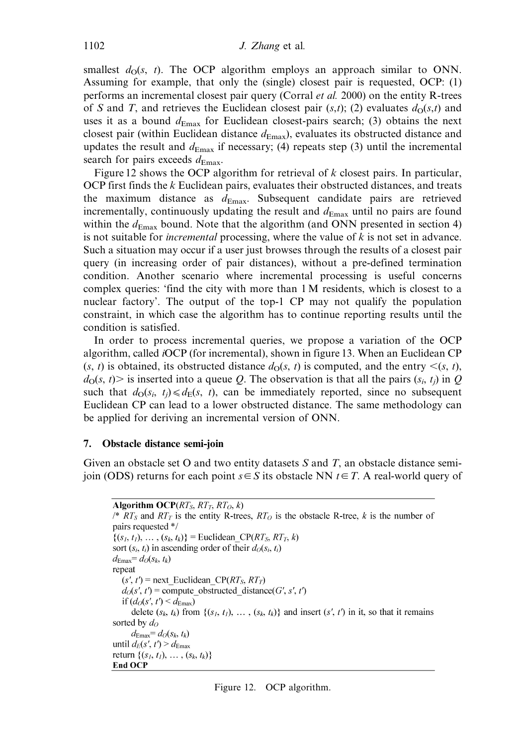smallest $d_O(s, t)$. The OCP algorithm employs an approach similar to ONN. Assuming for example, that only the (single) closest pair is requested, OCP: (1) performs an incremental closest pair query (Corral *et al.* 2000) on the entity R-trees of $S$ and $T$, and retrieves the Euclidean closest pair $(s,t)$; (2) evaluates $d_O(s,t)$ and uses it as a bound $d_{Emax}$ for Euclidean closest-pairs search; (3) obtains the next closest pair (within Euclidean distance $d_{Emax}$), evaluates its obstructed distance and updates the result and $d_{Emax}$ if necessary; (4) repeats step (3) until the incremental search for pairs exceeds $d_{Emax}$.

Figure 12 shows the OCP algorithm for retrieval of $k$ closest pairs. In particular, OCP first finds the $k$ Euclidean pairs, evaluates their obstructed distances, and treats the maximum distance as $d_{Emax}$. Subsequent candidate pairs are retrieved incrementally, continuously updating the result and $d_{Emax}$ until no pairs are found within the $d_{Emax}$ bound. Note that the algorithm (and ONN presented in section 4) is not suitable for *incremental* processing, where the value of $k$ is not set in advance. Such a situation may occur if a user just browses through the results of a closest pair query (in increasing order of pair distances), without a pre-defined termination condition. Another scenario where incremental processing is useful concerns complex queries: 'find the city with more than 1 M residents, which is closest to a nuclear factory'. The output of the top-1 CP may not qualify the population constraint, in which case the algorithm has to continue reporting results until the condition is satisfied.

In order to process incremental queries, we propose a variation of the OCP algorithm, called *i*OCP (for incremental), shown in figure 13. When an Euclidean CP $(s, t)$ is obtained, its obstructed distance $d_O(s, t)$ is computed, and the entry $<(s, t), d_O(s, t)>$ is inserted into a queue $Q$. The observation is that all the pairs $(s_i, t_j)$ in $Q$ such that $d_O(s_i, t_j) \leqslant d_E(s, t)$, can be immediately reported, since no subsequent Euclidean CP can lead to a lower obstructed distance. The same methodology can be applied for deriving an incremental version of ONN.

## 7. Obstacle distance semi-join

Given an obstacle set O and two entity datasets $S$ and $T$, an obstacle distance semi-join (ODS) returns for each point $s \in S$ its obstacle NN $t \in T$. A real-world query of

```
Algorithm OCP(RT_S, RT_T, RT_O, k)
/* RT_S and RT_T is the entity R-trees, RT_O is the obstacle R-tree, k is the number of
pairs requested */
{(s_1, t_1), … , (s_k, t_k)} = Euclidean_CP(RT_S, RT_T, k)
sort (s_i, t_i) in ascending order of their d_O(s_i, t_i)
d_Emax = d_O(s_k, t_k)
repeat
    (s′, t′) = next_Euclidean_CP(RT_S, RT_T)
    d_O(s′, t′) = compute_obstructed_distance(G′, s′, t′)
    if (d_O(s′, t′) < d_Emax)
        delete (s_k, t_k) from {(s_1, t_1), … , (s_k, t_k)} and insert (s′, t′) in it, so that it remains
sorted by d_O
        d_Emax = d_O(s_k, t_k)
until d_E(s′, t′) > d_Emax
return {(s_1, t_1), … , (s_k, t_k)}
End OCP
```

Figure 12. OCP algorithm.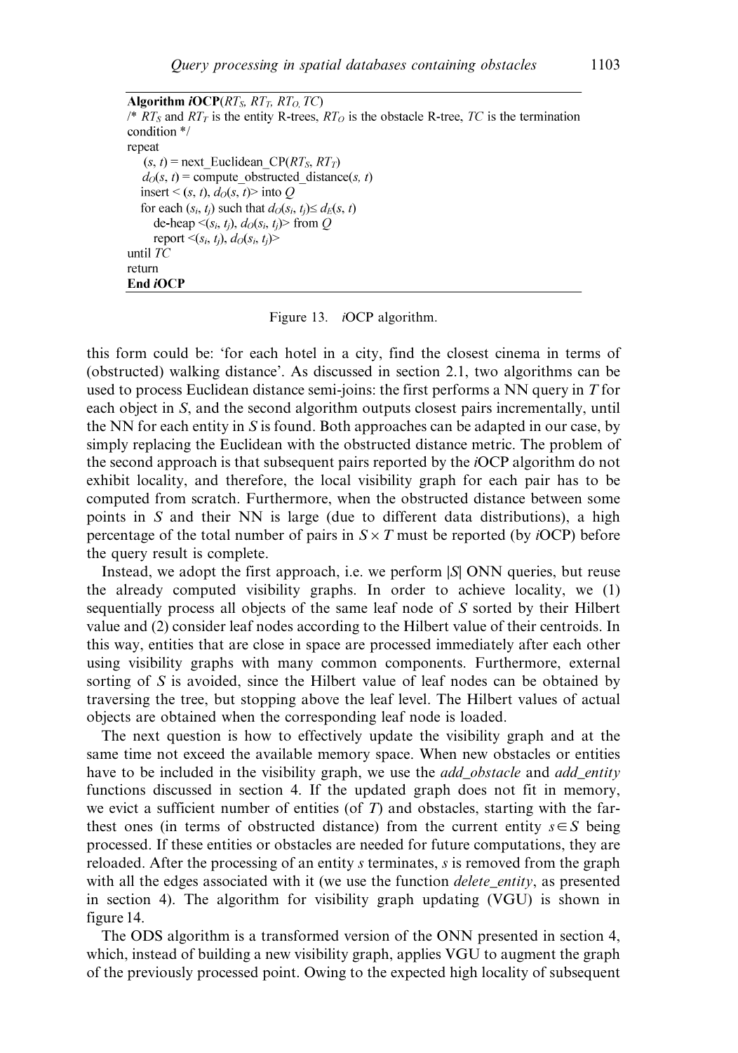```
Algorithm iOCP(RT_S, RT_T, RT_O, TC)
/* RT_S and RT_T is the entity R-trees, RT_O is the obstacle R-tree, TC is the termination condition */
repeat
    (s, t) = next_Euclidean_CP(RT_S, RT_T)
    d_O(s, t) = compute_obstructed_distance(s, t)
    insert < (s, t), d_O(s, t)> into Q
    for each (s_i, t_j) such that d_O(s_i, t_j) ≤ d_E(s, t)
        de-heap <(s_i, t_j), d_O(s_i, t_j)> from Q
        report <(s_i, t_j), d_O(s_i, t_j)>
until TC
return
End iOCP
```

Figure 13. *i*OCP algorithm.

this form could be: 'for each hotel in a city, find the closest cinema in terms of (obstructed) walking distance'. As discussed in section 2.1, two algorithms can be used to process Euclidean distance semi-joins: the first performs a NN query in $T$ for each object in $S$, and the second algorithm outputs closest pairs incrementally, until the NN for each entity in $S$ is found. Both approaches can be adapted in our case, by simply replacing the Euclidean with the obstructed distance metric. The problem of the second approach is that subsequent pairs reported by the *i*OCP algorithm do not exhibit locality, and therefore, the local visibility graph for each pair has to be computed from scratch. Furthermore, when the obstructed distance between some points in $S$ and their NN is large (due to different data distributions), a high percentage of the total number of pairs in $S \times T$ must be reported (by *i*OCP) before the query result is complete.

Instead, we adopt the first approach, i.e. we perform $|S|$ ONN queries, but reuse the already computed visibility graphs. In order to achieve locality, we (1) sequentially process all objects of the same leaf node of $S$ sorted by their Hilbert value and (2) consider leaf nodes according to the Hilbert value of their centroids. In this way, entities that are close in space are processed immediately after each other using visibility graphs with many common components. Furthermore, external sorting of $S$ is avoided, since the Hilbert value of leaf nodes can be obtained by traversing the tree, but stopping above the leaf level. The Hilbert values of actual objects are obtained when the corresponding leaf node is loaded.

The next question is how to effectively update the visibility graph and at the same time not exceed the available memory space. When new obstacles or entities have to be included in the visibility graph, we use the *add_obstacle* and *add_entity* functions discussed in section 4. If the updated graph does not fit in memory, we evict a sufficient number of entities (of $T$) and obstacles, starting with the farthest ones (in terms of obstructed distance) from the current entity $s \in S$ being processed. If these entities or obstacles are needed for future computations, they are reloaded. After the processing of an entity $s$ terminates, $s$ is removed from the graph with all the edges associated with it (we use the function *delete_entity*, as presented in section 4). The algorithm for visibility graph updating (VGU) is shown in figure 14.

The ODS algorithm is a transformed version of the ONN presented in section 4, which, instead of building a new visibility graph, applies VGU to augment the graph of the previously processed point. Owing to the expected high locality of subsequent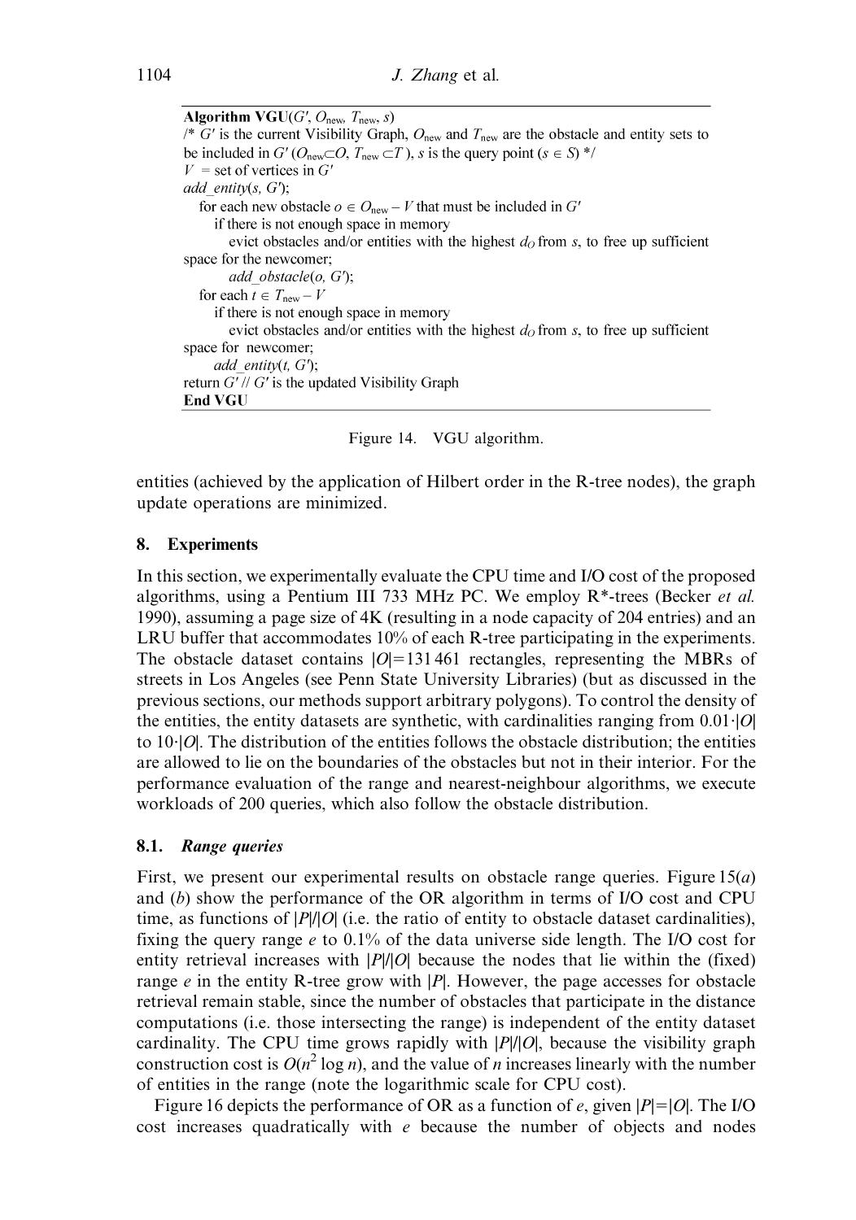```
Algorithm VGU(G', O_new, T_new, s)
/* G' is the current Visibility Graph, O_new and T_new are the obstacle and entity sets to
be included in G' (O_new⊂O, T_new ⊂T ), s is the query point (s ∈ S) */
V = set of vertices in G'
add_entity(s, G');
   for each new obstacle o ∈ O_new – V that must be included in G'
      if there is not enough space in memory
         evict obstacles and/or entities with the highest d_O from s, to free up sufficient
space for the newcomer;
         add_obstacle(o, G');
   for each t ∈ T_new – V
      if there is not enough space in memory
         evict obstacles and/or entities with the highest d_O from s, to free up sufficient
space for newcomer;
      add_entity(t, G');
return G' // G' is the updated Visibility Graph
End VGU
```

Figure 14. VGU algorithm.

entities (achieved by the application of Hilbert order in the R-tree nodes), the graph update operations are minimized.

## 8. Experiments

In this section, we experimentally evaluate the CPU time and I/O cost of the proposed algorithms, using a Pentium III 733 MHz PC. We employ R*-trees (Becker *et al.* 1990), assuming a page size of 4K (resulting in a node capacity of 204 entries) and an LRU buffer that accommodates 10% of each R-tree participating in the experiments. The obstacle dataset contains $|O|=131\,461$ rectangles, representing the MBRs of streets in Los Angeles (see Penn State University Libraries) (but as discussed in the previous sections, our methods support arbitrary polygons). To control the density of the entities, the entity datasets are synthetic, with cardinalities ranging from $0.01\cdot|O|$ to $10\cdot|O|$. The distribution of the entities follows the obstacle distribution; the entities are allowed to lie on the boundaries of the obstacles but not in their interior. For the performance evaluation of the range and nearest-neighbour algorithms, we execute workloads of 200 queries, which also follow the obstacle distribution.

### 8.1. *Range queries*

First, we present our experimental results on obstacle range queries. Figure 15(*a*) and (*b*) show the performance of the OR algorithm in terms of I/O cost and CPU time, as functions of $|P|/|O|$ (i.e. the ratio of entity to obstacle dataset cardinalities), fixing the query range $e$ to 0.1% of the data universe side length. The I/O cost for entity retrieval increases with $|P|/|O|$ because the nodes that lie within the (fixed) range $e$ in the entity R-tree grow with $|P|$. However, the page accesses for obstacle retrieval remain stable, since the number of obstacles that participate in the distance computations (i.e. those intersecting the range) is independent of the entity dataset cardinality. The CPU time grows rapidly with $|P|/|O|$, because the visibility graph construction cost is $O(n^2 \log n)$, and the value of $n$ increases linearly with the number of entities in the range (note the logarithmic scale for CPU cost).

Figure 16 depicts the performance of OR as a function of $e$, given $|P|=|O|$. The I/O cost increases quadratically with $e$ because the number of objects and nodes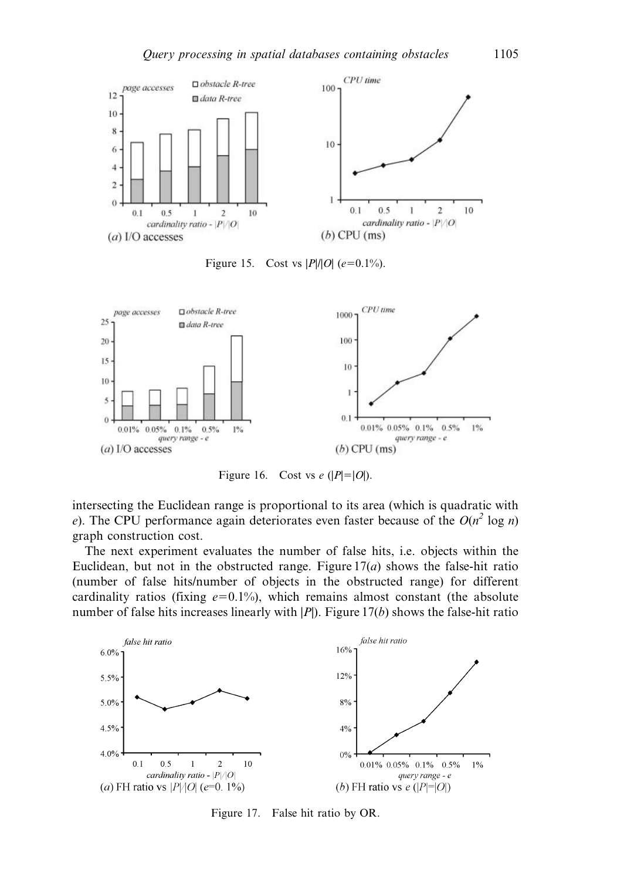Figure 15. Cost vs $|P|/|O|$ ($e$=0.1%).

Figure 16. Cost vs $e$ ($|P|=|O|$).

intersecting the Euclidean range is proportional to its area (which is quadratic with $e$). The CPU performance again deteriorates even faster because of the $O(n^2 \log n)$ graph construction cost.

The next experiment evaluates the number of false hits, i.e. objects within the Euclidean, but not in the obstructed range. Figure 17($a$) shows the false-hit ratio (number of false hits/number of objects in the obstructed range) for different cardinality ratios (fixing $e$=0.1%), which remains almost constant (the absolute number of false hits increases linearly with $|P|$). Figure 17($b$) shows the false-hit ratio

Figure 17. False hit ratio by OR.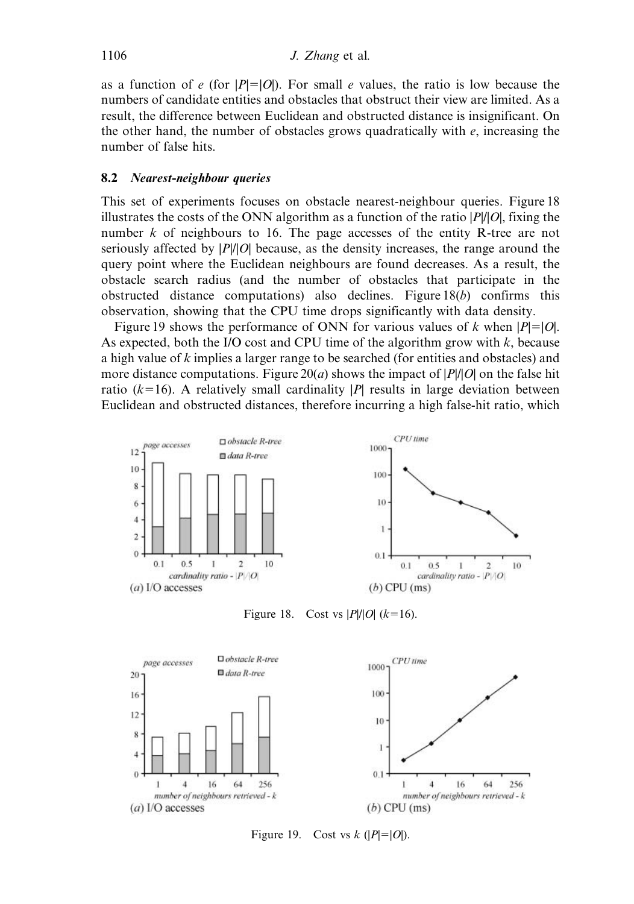as a function of $e$ (for $|P|=|O|$). For small $e$ values, the ratio is low because the numbers of candidate entities and obstacles that obstruct their view are limited. As a result, the difference between Euclidean and obstructed distance is insignificant. On the other hand, the number of obstacles grows quadratically with $e$, increasing the number of false hits.

### 8.2 *Nearest-neighbour queries*

This set of experiments focuses on obstacle nearest-neighbour queries. Figure 18 illustrates the costs of the ONN algorithm as a function of the ratio $|P|/|O|$, fixing the number $k$ of neighbours to 16. The page accesses of the entity R-tree are not seriously affected by $|P|/|O|$ because, as the density increases, the range around the query point where the Euclidean neighbours are found decreases. As a result, the obstacle search radius (and the number of obstacles that participate in the obstructed distance computations) also declines. Figure 18($b$) confirms this observation, showing that the CPU time drops significantly with data density.

Figure 19 shows the performance of ONN for various values of $k$ when $|P|=|O|$. As expected, both the I/O cost and CPU time of the algorithm grow with $k$, because a high value of $k$ implies a larger range to be searched (for entities and obstacles) and more distance computations. Figure 20($a$) shows the impact of $|P|/|O|$ on the false hit ratio ($k=16$). A relatively small cardinality $|P|$ results in large deviation between Euclidean and obstructed distances, therefore incurring a high false-hit ratio, which

Figure 18. Cost vs $|P|/|O|$ ($k=16$).

Figure 19. Cost vs $k$ ($|P|=|O|$).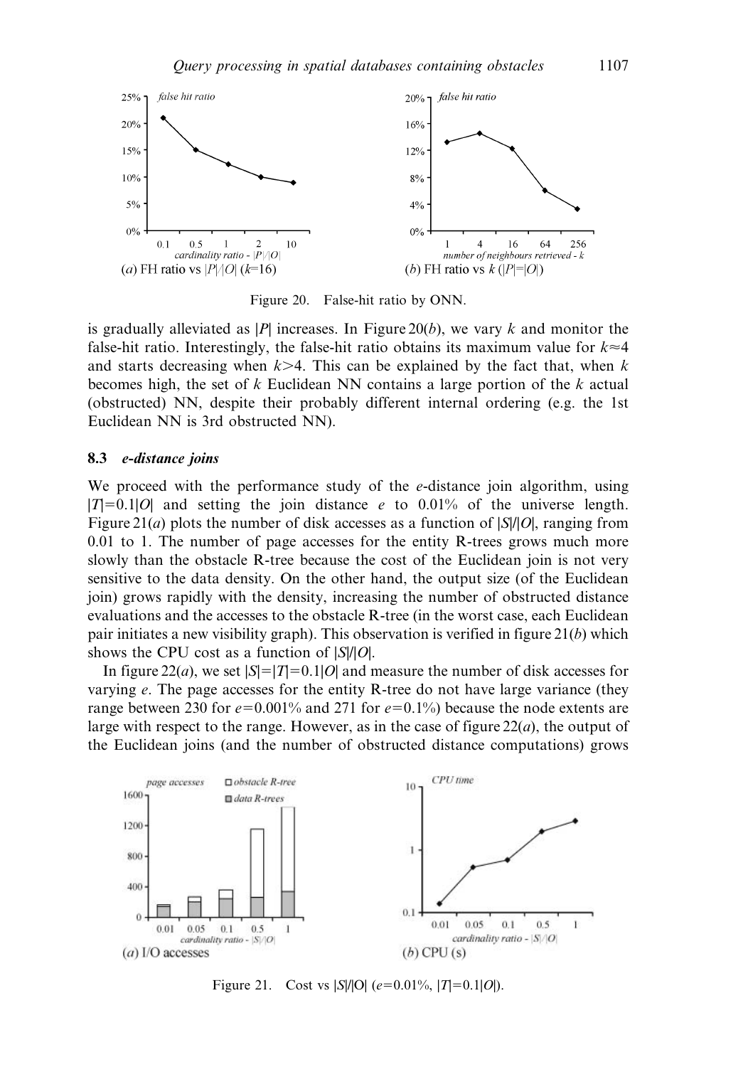Figure 20. False-hit ratio by ONN.

(a) FH ratio vs $|P|/|O|$ ($k$=16)

(b) FH ratio vs $k$ ($|P|$=$|O|$)

is gradually alleviated as $|P|$ increases. In Figure 20($b$), we vary $k$ and monitor the false-hit ratio. Interestingly, the false-hit ratio obtains its maximum value for $k \approx 4$ and starts decreasing when $k > 4$. This can be explained by the fact that, when $k$ becomes high, the set of $k$ Euclidean NN contains a large portion of the $k$ actual (obstructed) NN, despite their probably different internal ordering (e.g. the 1st Euclidean NN is 3rd obstructed NN).

### 8.3 *e-distance joins*

We proceed with the performance study of the $e$-distance join algorithm, using $|T|=0.1|O|$ and setting the join distance $e$ to 0.01% of the universe length. Figure 21($a$) plots the number of disk accesses as a function of $|S|/|O|$, ranging from 0.01 to 1. The number of page accesses for the entity R-trees grows much more slowly than the obstacle R-tree because the cost of the Euclidean join is not very sensitive to the data density. On the other hand, the output size (of the Euclidean join) grows rapidly with the density, increasing the number of obstructed distance evaluations and the accesses to the obstacle R-tree (in the worst case, each Euclidean pair initiates a new visibility graph). This observation is verified in figure 21($b$) which shows the CPU cost as a function of $|S|/|O|$.

In figure 22($a$), we set $|S|=|T|=0.1|O|$ and measure the number of disk accesses for varying $e$. The page accesses for the entity R-tree do not have large variance (they range between 230 for $e$=0.001% and 271 for $e$=0.1%) because the node extents are large with respect to the range. However, as in the case of figure 22($a$), the output of the Euclidean joins (and the number of obstructed distance computations) grows

(a) I/O accesses

(b) CPU (s)

Figure 21. Cost vs $|S|/|O|$ ($e$=0.01%, $|T|$=0.1$|O|$).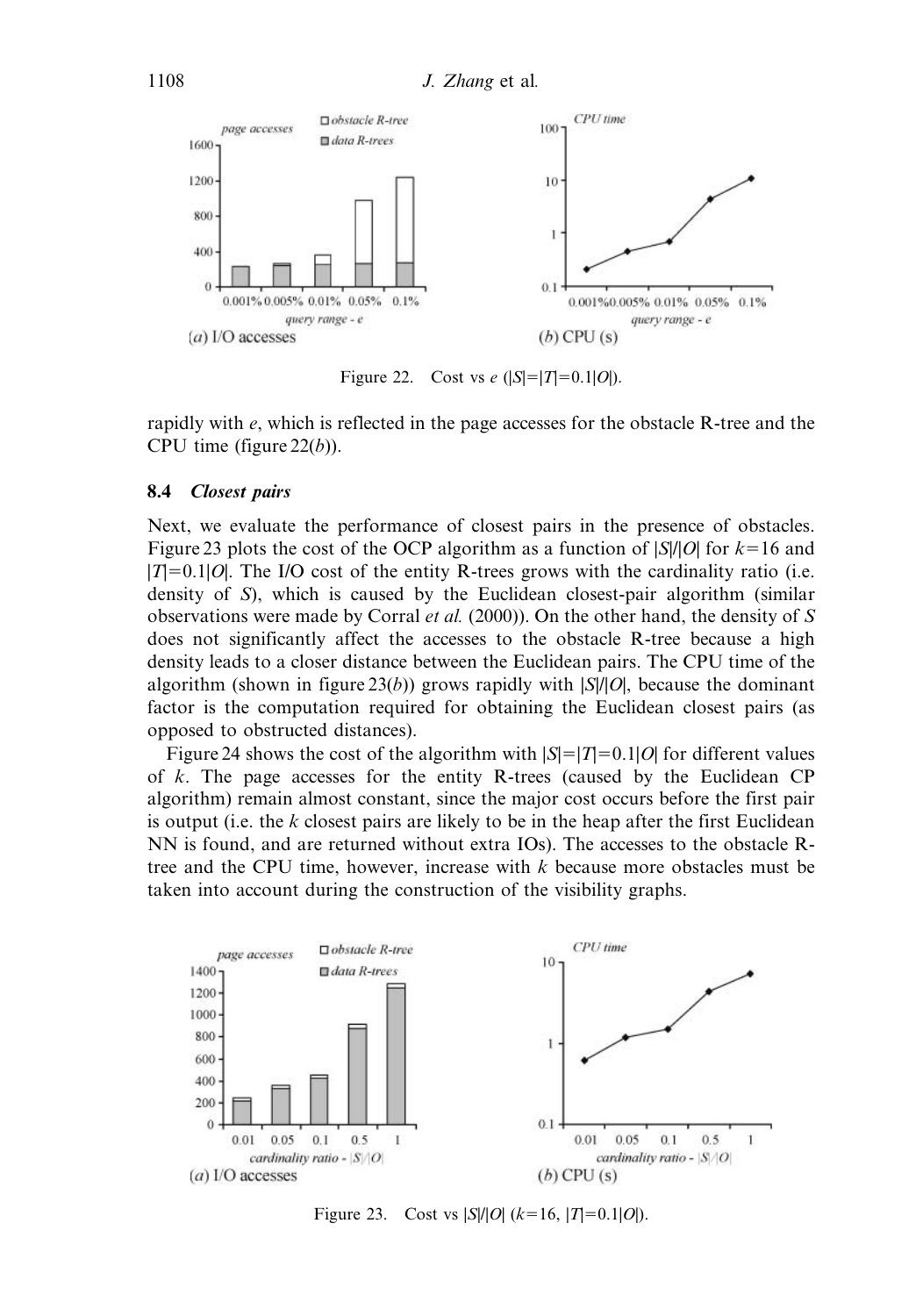Figure 22. Cost vs $e$ ($|S|=|T|=0.1|O|$).

rapidly with $e$, which is reflected in the page accesses for the obstacle R-tree and the CPU time (figure 22($b$)).

### 8.4 *Closest pairs*

Next, we evaluate the performance of closest pairs in the presence of obstacles. Figure 23 plots the cost of the OCP algorithm as a function of $|S|/|O|$ for $k=16$ and $|T|=0.1|O|$. The I/O cost of the entity R-trees grows with the cardinality ratio (i.e. density of $S$), which is caused by the Euclidean closest-pair algorithm (similar observations were made by Corral *et al.* (2000)). On the other hand, the density of $S$ does not significantly affect the accesses to the obstacle R-tree because a high density leads to a closer distance between the Euclidean pairs. The CPU time of the algorithm (shown in figure 23($b$)) grows rapidly with $|S|/|O|$, because the dominant factor is the computation required for obtaining the Euclidean closest pairs (as opposed to obstructed distances).

Figure 24 shows the cost of the algorithm with $|S|=|T|=0.1|O|$ for different values of $k$. The page accesses for the entity R-trees (caused by the Euclidean CP algorithm) remain almost constant, since the major cost occurs before the first pair is output (i.e. the $k$ closest pairs are likely to be in the heap after the first Euclidean NN is found, and are returned without extra IOs). The accesses to the obstacle R-tree and the CPU time, however, increase with $k$ because more obstacles must be taken into account during the construction of the visibility graphs.

Figure 23. Cost vs $|S|/|O|$ ($k=16$, $|T|=0.1|O|$).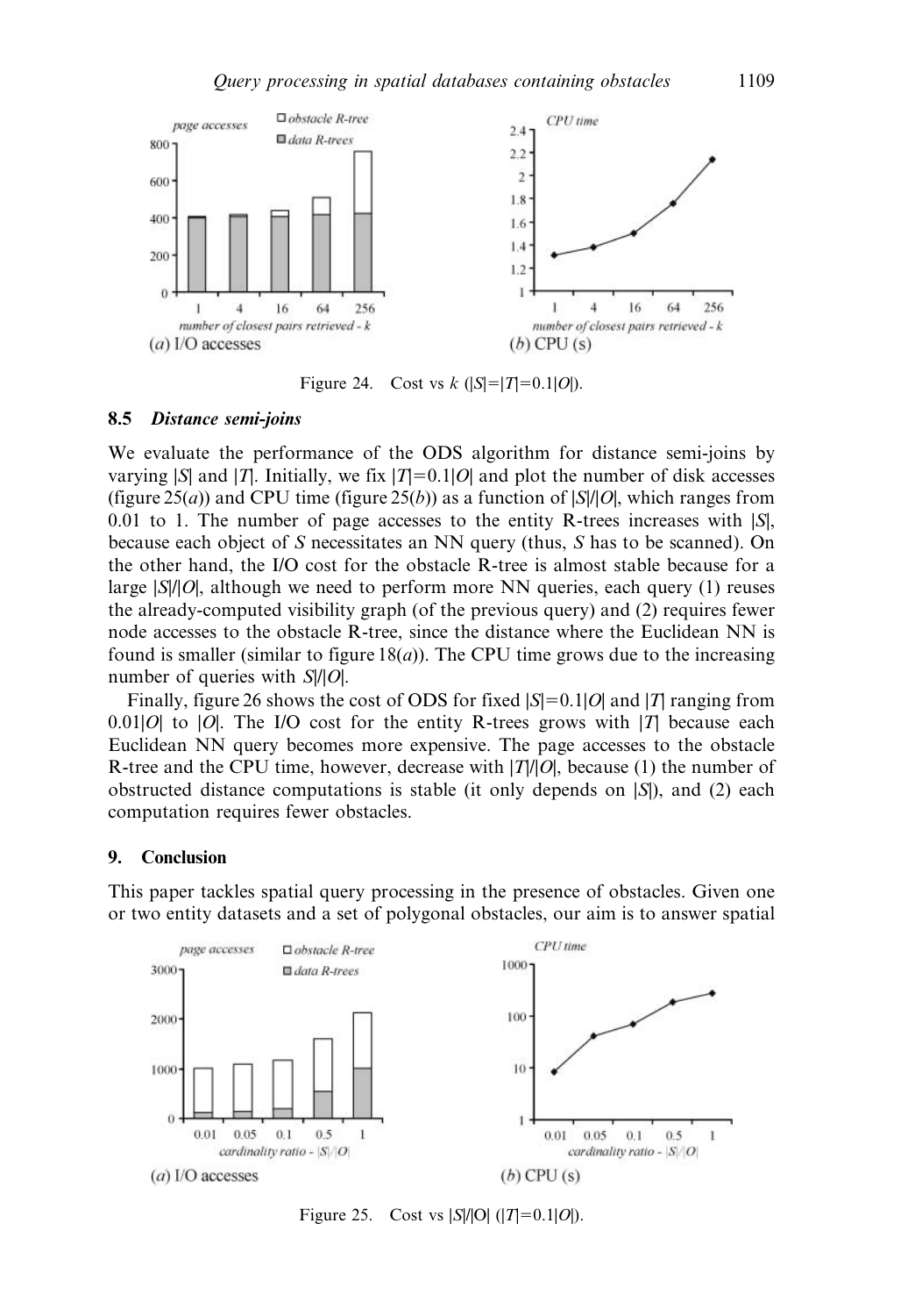Figure 24. Cost vs $k$ ($|S|=|T|=0.1|O|$).

### 8.5 *Distance semi-joins*

We evaluate the performance of the ODS algorithm for distance semi-joins by varying $|S|$ and $|T|$. Initially, we fix $|T|=0.1|O|$ and plot the number of disk accesses (figure 25($a$)) and CPU time (figure 25($b$)) as a function of $|S|/|O|$, which ranges from 0.01 to 1. The number of page accesses to the entity R-trees increases with $|S|$, because each object of $S$ necessitates an NN query (thus, $S$ has to be scanned). On the other hand, the I/O cost for the obstacle R-tree is almost stable because for a large $|S|/|O|$, although we need to perform more NN queries, each query (1) reuses the already-computed visibility graph (of the previous query) and (2) requires fewer node accesses to the obstacle R-tree, since the distance where the Euclidean NN is found is smaller (similar to figure 18($a$)). The CPU time grows due to the increasing number of queries with $S|/|O|$.

Finally, figure 26 shows the cost of ODS for fixed $|S|=0.1|O|$ and $|T|$ ranging from $0.01|O|$ to $|O|$. The I/O cost for the entity R-trees grows with $|T|$ because each Euclidean NN query becomes more expensive. The page accesses to the obstacle R-tree and the CPU time, however, decrease with $|T|/|O|$, because (1) the number of obstructed distance computations is stable (it only depends on $|S|$), and (2) each computation requires fewer obstacles.

## 9. Conclusion

This paper tackles spatial query processing in the presence of obstacles. Given one or two entity datasets and a set of polygonal obstacles, our aim is to answer spatial

Figure 25. Cost vs $|S|/|O|$ ($|T|=0.1|O|$).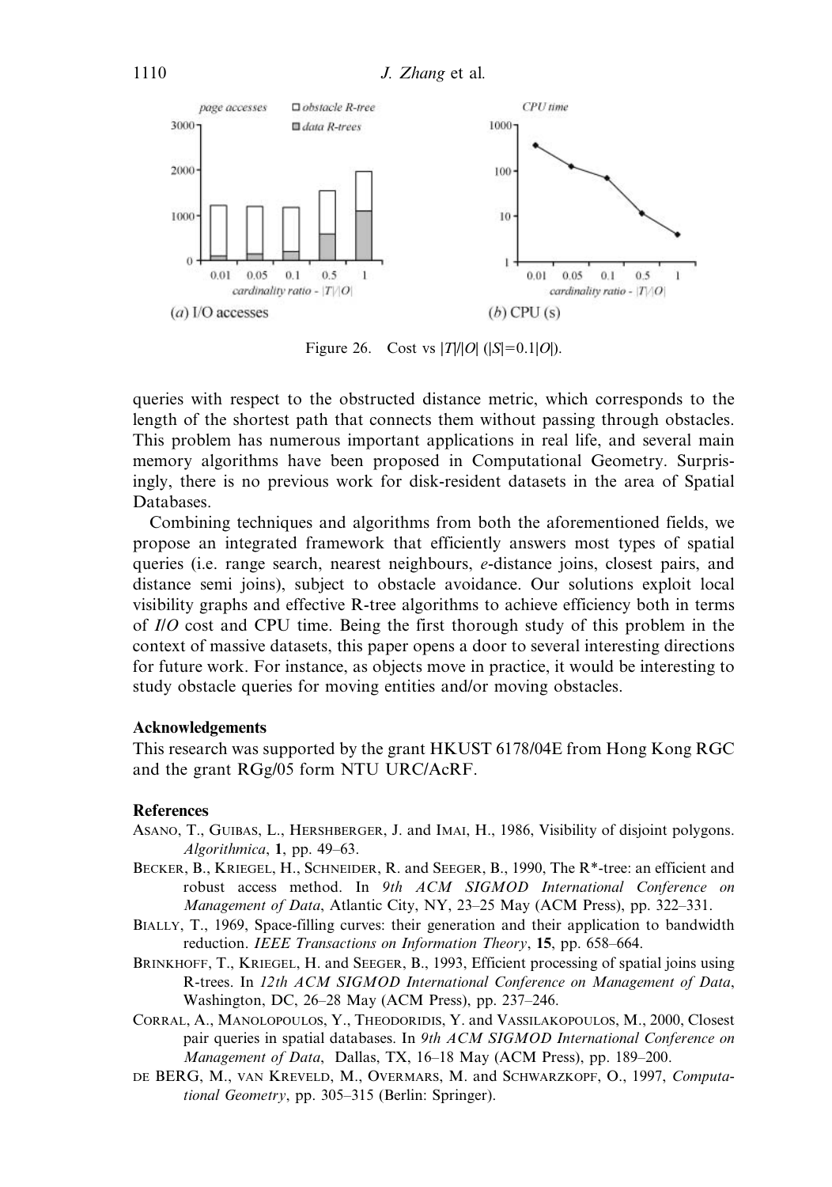Figure 26. Cost vs $|T|/|O|$ ($|S|=0.1|O|$).

queries with respect to the obstructed distance metric, which corresponds to the length of the shortest path that connects them without passing through obstacles. This problem has numerous important applications in real life, and several main memory algorithms have been proposed in Computational Geometry. Surprisingly, there is no previous work for disk-resident datasets in the area of Spatial Databases.

Combining techniques and algorithms from both the aforementioned fields, we propose an integrated framework that efficiently answers most types of spatial queries (i.e. range search, nearest neighbours, *e*-distance joins, closest pairs, and distance semi joins), subject to obstacle avoidance. Our solutions exploit local visibility graphs and effective R-tree algorithms to achieve efficiency both in terms of *I/O* cost and CPU time. Being the first thorough study of this problem in the context of massive datasets, this paper opens a door to several interesting directions for future work. For instance, as objects move in practice, it would be interesting to study obstacle queries for moving entities and/or moving obstacles.

### Acknowledgements

This research was supported by the grant HKUST 6178/04E from Hong Kong RGC and the grant RGg/05 form NTU URC/AcRF.

### References

ASANO, T., GUIBAS, L., HERSHBERGER, J. and IMAI, H., 1986, Visibility of disjoint polygons. *Algorithmica*, **1**, pp. 49–63.

BECKER, B., KRIEGEL, H., SCHNEIDER, R. and SEEGER, B., 1990, The R*-tree: an efficient and robust access method. In *9th ACM SIGMOD International Conference on Management of Data*, Atlantic City, NY, 23–25 May (ACM Press), pp. 322–331.

BIALLY, T., 1969, Space-filling curves: their generation and their application to bandwidth reduction. *IEEE Transactions on Information Theory*, **15**, pp. 658–664.

BRINKHOFF, T., KRIEGEL, H. and SEEGER, B., 1993, Efficient processing of spatial joins using R-trees. In *12th ACM SIGMOD International Conference on Management of Data*, Washington, DC, 26–28 May (ACM Press), pp. 237–246.

CORRAL, A., MANOLOPOULOS, Y., THEODORIDIS, Y. and VASSILAKOPOULOS, M., 2000, Closest pair queries in spatial databases. In *9th ACM SIGMOD International Conference on Management of Data*, Dallas, TX, 16–18 May (ACM Press), pp. 189–200.

DE BERG, M., VAN KREVELD, M., OVERMARS, M. and SCHWARZKOPF, O., 1997, *Computational Geometry*, pp. 305–315 (Berlin: Springer).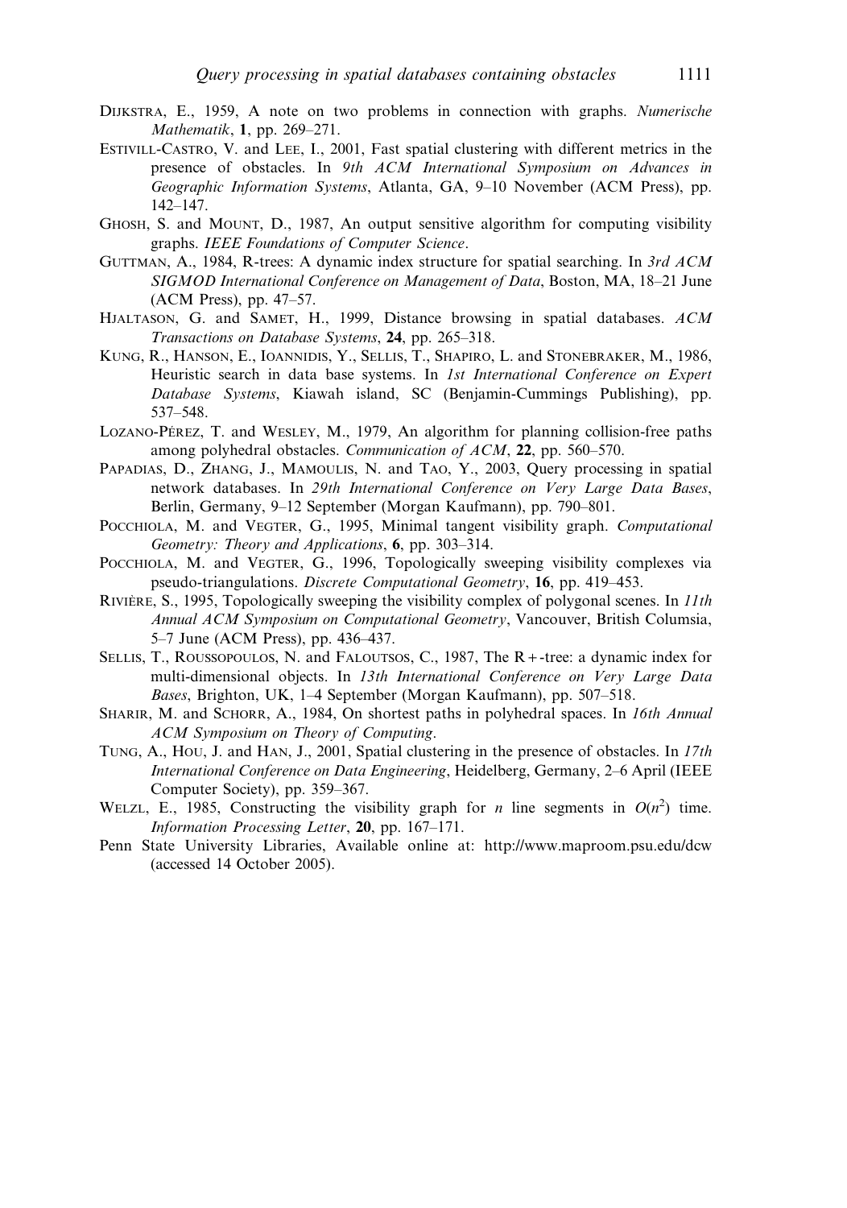DIJKSTRA, E., 1959, A note on two problems in connection with graphs. *Numerische Mathematik*, **1**, pp. 269–271.

ESTIVILL-CASTRO, V. and LEE, I., 2001, Fast spatial clustering with different metrics in the presence of obstacles. In *9th ACM International Symposium on Advances in Geographic Information Systems*, Atlanta, GA, 9–10 November (ACM Press), pp. 142–147.

GHOSH, S. and MOUNT, D., 1987, An output sensitive algorithm for computing visibility graphs. *IEEE Foundations of Computer Science*.

GUTTMAN, A., 1984, R-trees: A dynamic index structure for spatial searching. In *3rd ACM SIGMOD International Conference on Management of Data*, Boston, MA, 18–21 June (ACM Press), pp. 47–57.

HJALTASON, G. and SAMET, H., 1999, Distance browsing in spatial databases. *ACM Transactions on Database Systems*, **24**, pp. 265–318.

KUNG, R., HANSON, E., IOANNIDIS, Y., SELLIS, T., SHAPIRO, L. and STONEBRAKER, M., 1986, Heuristic search in data base systems. In *1st International Conference on Expert Database Systems*, Kiawah island, SC (Benjamin-Cummings Publishing), pp. 537–548.

LOZANO-PÉREZ, T. and WESLEY, M., 1979, An algorithm for planning collision-free paths among polyhedral obstacles. *Communication of ACM*, **22**, pp. 560–570.

PAPADIAS, D., ZHANG, J., MAMOULIS, N. and TAO, Y., 2003, Query processing in spatial network databases. In *29th International Conference on Very Large Data Bases*, Berlin, Germany, 9–12 September (Morgan Kaufmann), pp. 790–801.

POCCHIOLA, M. and VEGTER, G., 1995, Minimal tangent visibility graph. *Computational Geometry: Theory and Applications*, **6**, pp. 303–314.

POCCHIOLA, M. and VEGTER, G., 1996, Topologically sweeping visibility complexes via pseudo-triangulations. *Discrete Computational Geometry*, **16**, pp. 419–453.

RIVIÈRE, S., 1995, Topologically sweeping the visibility complex of polygonal scenes. In *11th Annual ACM Symposium on Computational Geometry*, Vancouver, British Columsia, 5–7 June (ACM Press), pp. 436–437.

SELLIS, T., ROUSSOPOULOS, N. and FALOUTSOS, C., 1987, The R+-tree: a dynamic index for multi-dimensional objects. In *13th International Conference on Very Large Data Bases*, Brighton, UK, 1–4 September (Morgan Kaufmann), pp. 507–518.

SHARIR, M. and SCHORR, A., 1984, On shortest paths in polyhedral spaces. In *16th Annual ACM Symposium on Theory of Computing*.

TUNG, A., HOU, J. and HAN, J., 2001, Spatial clustering in the presence of obstacles. In *17th International Conference on Data Engineering*, Heidelberg, Germany, 2–6 April (IEEE Computer Society), pp. 359–367.

WELZL, E., 1985, Constructing the visibility graph for $n$ line segments in $O(n^2)$ time. *Information Processing Letter*, **20**, pp. 167–171.

Penn State University Libraries, Available online at: http://www.maproom.psu.edu/dcw (accessed 14 October 2005).